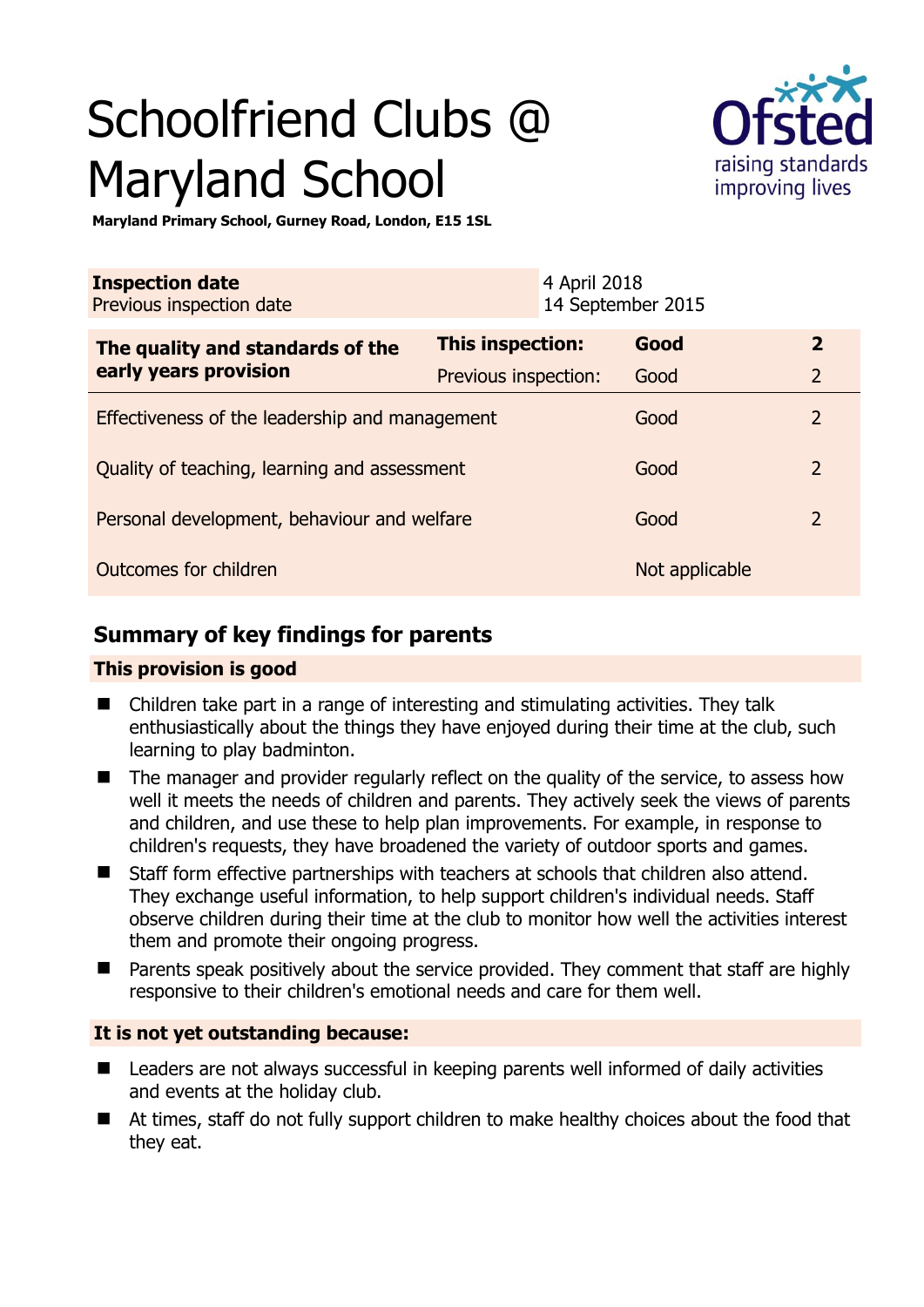# Schoolfriend Clubs @ Maryland School

**Maryland Primary School, Gurney Road, London, E15 1SL**

| **Inspection date** | 4 April 2018 |
|---|---|
| Previous inspection date | 14 September 2015 |

| **The quality and standards of the early years provision** | **This inspection:** | **Good** | **2** |
|---|---|---|---|
| | Previous inspection: | Good | 2 |
| Effectiveness of the leadership and management | | Good | 2 |
| Quality of teaching, learning and assessment | | Good | 2 |
| Personal development, behaviour and welfare | | Good | 2 |
| Outcomes for children | | Not applicable | |

## Summary of key findings for parents

### This provision is good

- Children take part in a range of interesting and stimulating activities. They talk enthusiastically about the things they have enjoyed during their time at the club, such learning to play badminton.
- The manager and provider regularly reflect on the quality of the service, to assess how well it meets the needs of children and parents. They actively seek the views of parents and children, and use these to help plan improvements. For example, in response to children's requests, they have broadened the variety of outdoor sports and games.
- Staff form effective partnerships with teachers at schools that children also attend. They exchange useful information, to help support children's individual needs. Staff observe children during their time at the club to monitor how well the activities interest them and promote their ongoing progress.
- Parents speak positively about the service provided. They comment that staff are highly responsive to their children's emotional needs and care for them well.

### It is not yet outstanding because:

- Leaders are not always successful in keeping parents well informed of daily activities and events at the holiday club.
- At times, staff do not fully support children to make healthy choices about the food that they eat.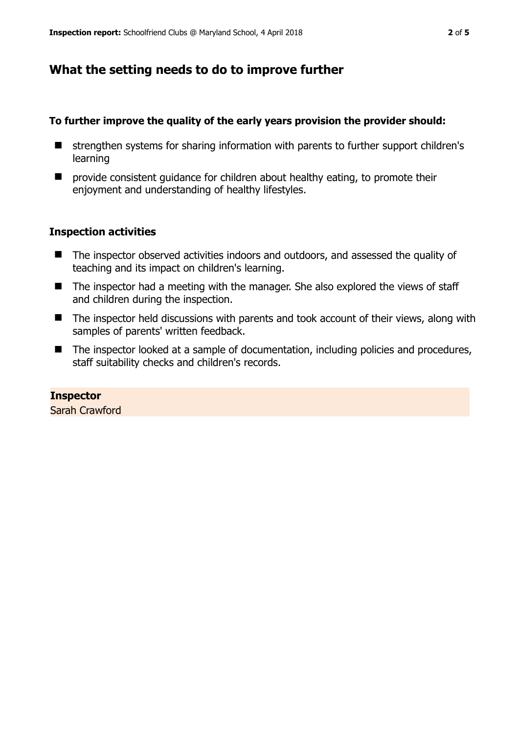## What the setting needs to do to improve further

**To further improve the quality of the early years provision the provider should:**

- strengthen systems for sharing information with parents to further support children's learning
- provide consistent guidance for children about healthy eating, to promote their enjoyment and understanding of healthy lifestyles.

### Inspection activities

- The inspector observed activities indoors and outdoors, and assessed the quality of teaching and its impact on children's learning.
- The inspector had a meeting with the manager. She also explored the views of staff and children during the inspection.
- The inspector held discussions with parents and took account of their views, along with samples of parents' written feedback.
- The inspector looked at a sample of documentation, including policies and procedures, staff suitability checks and children's records.

**Inspector**

Sarah Crawford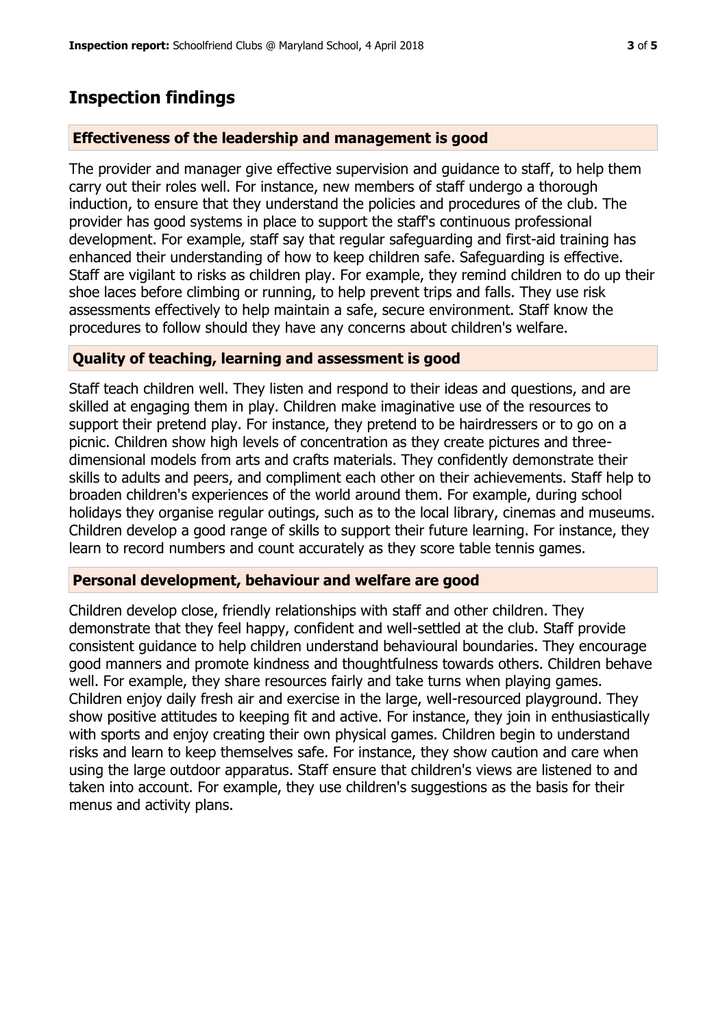## Inspection findings

### Effectiveness of the leadership and management is good

The provider and manager give effective supervision and guidance to staff, to help them carry out their roles well. For instance, new members of staff undergo a thorough induction, to ensure that they understand the policies and procedures of the club. The provider has good systems in place to support the staff's continuous professional development. For example, staff say that regular safeguarding and first-aid training has enhanced their understanding of how to keep children safe. Safeguarding is effective. Staff are vigilant to risks as children play. For example, they remind children to do up their shoe laces before climbing or running, to help prevent trips and falls. They use risk assessments effectively to help maintain a safe, secure environment. Staff know the procedures to follow should they have any concerns about children's welfare.

### Quality of teaching, learning and assessment is good

Staff teach children well. They listen and respond to their ideas and questions, and are skilled at engaging them in play. Children make imaginative use of the resources to support their pretend play. For instance, they pretend to be hairdressers or to go on a picnic. Children show high levels of concentration as they create pictures and three-dimensional models from arts and crafts materials. They confidently demonstrate their skills to adults and peers, and compliment each other on their achievements. Staff help to broaden children's experiences of the world around them. For example, during school holidays they organise regular outings, such as to the local library, cinemas and museums. Children develop a good range of skills to support their future learning. For instance, they learn to record numbers and count accurately as they score table tennis games.

### Personal development, behaviour and welfare are good

Children develop close, friendly relationships with staff and other children. They demonstrate that they feel happy, confident and well-settled at the club. Staff provide consistent guidance to help children understand behavioural boundaries. They encourage good manners and promote kindness and thoughtfulness towards others. Children behave well. For example, they share resources fairly and take turns when playing games. Children enjoy daily fresh air and exercise in the large, well-resourced playground. They show positive attitudes to keeping fit and active. For instance, they join in enthusiastically with sports and enjoy creating their own physical games. Children begin to understand risks and learn to keep themselves safe. For instance, they show caution and care when using the large outdoor apparatus. Staff ensure that children's views are listened to and taken into account. For example, they use children's suggestions as the basis for their menus and activity plans.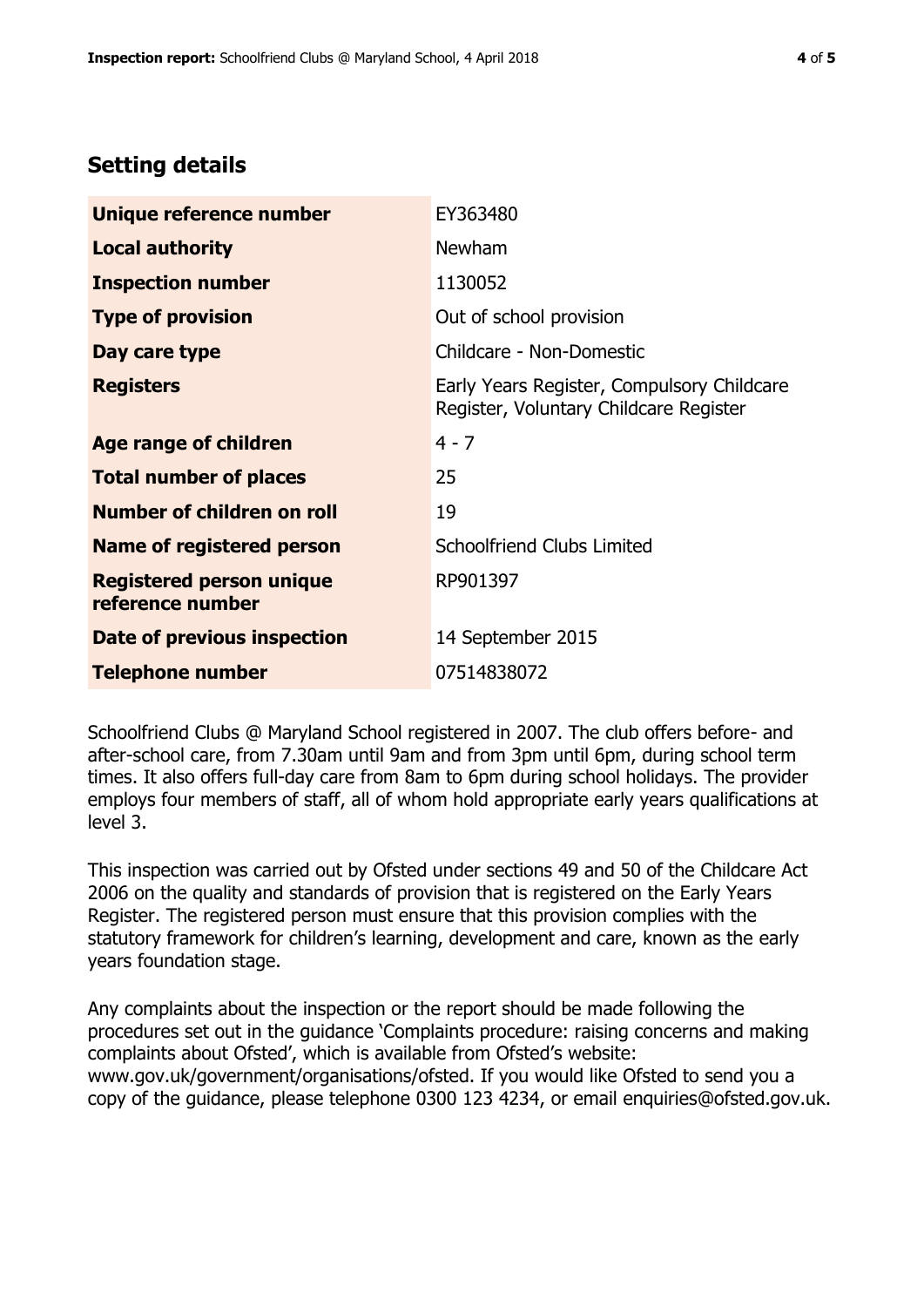## Setting details

| | |
|---|---|
| **Unique reference number** | EY363480 |
| **Local authority** | Newham |
| **Inspection number** | 1130052 |
| **Type of provision** | Out of school provision |
| **Day care type** | Childcare - Non-Domestic |
| **Registers** | Early Years Register, Compulsory Childcare Register, Voluntary Childcare Register |
| **Age range of children** | 4 - 7 |
| **Total number of places** | 25 |
| **Number of children on roll** | 19 |
| **Name of registered person** | Schoolfriend Clubs Limited |
| **Registered person unique reference number** | RP901397 |
| **Date of previous inspection** | 14 September 2015 |
| **Telephone number** | 07514838072 |

Schoolfriend Clubs @ Maryland School registered in 2007. The club offers before- and after-school care, from 7.30am until 9am and from 3pm until 6pm, during school term times. It also offers full-day care from 8am to 6pm during school holidays. The provider employs four members of staff, all of whom hold appropriate early years qualifications at level 3.

This inspection was carried out by Ofsted under sections 49 and 50 of the Childcare Act 2006 on the quality and standards of provision that is registered on the Early Years Register. The registered person must ensure that this provision complies with the statutory framework for children's learning, development and care, known as the early years foundation stage.

Any complaints about the inspection or the report should be made following the procedures set out in the guidance 'Complaints procedure: raising concerns and making complaints about Ofsted', which is available from Ofsted's website: www.gov.uk/government/organisations/ofsted. If you would like Ofsted to send you a copy of the guidance, please telephone 0300 123 4234, or email enquiries@ofsted.gov.uk.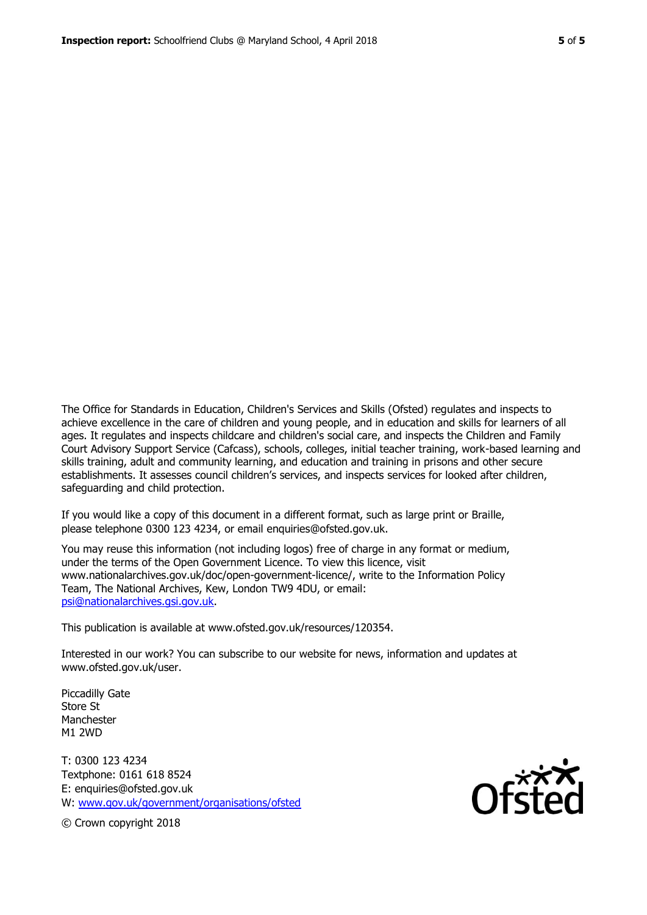The Office for Standards in Education, Children's Services and Skills (Ofsted) regulates and inspects to achieve excellence in the care of children and young people, and in education and skills for learners of all ages. It regulates and inspects childcare and children's social care, and inspects the Children and Family Court Advisory Support Service (Cafcass), schools, colleges, initial teacher training, work-based learning and skills training, adult and community learning, and education and training in prisons and other secure establishments. It assesses council children's services, and inspects services for looked after children, safeguarding and child protection.

If you would like a copy of this document in a different format, such as large print or Braille, please telephone 0300 123 4234, or email enquiries@ofsted.gov.uk.

You may reuse this information (not including logos) free of charge in any format or medium, under the terms of the Open Government Licence. To view this licence, visit www.nationalarchives.gov.uk/doc/open-government-licence/, write to the Information Policy Team, The National Archives, Kew, London TW9 4DU, or email: psi@nationalarchives.gsi.gov.uk.

This publication is available at www.ofsted.gov.uk/resources/120354.

Interested in our work? You can subscribe to our website for news, information and updates at www.ofsted.gov.uk/user.

Piccadilly Gate
Store St
Manchester
M1 2WD

T: 0300 123 4234
Textphone: 0161 618 8524
E: enquiries@ofsted.gov.uk
W: www.gov.uk/government/organisations/ofsted

© Crown copyright 2018